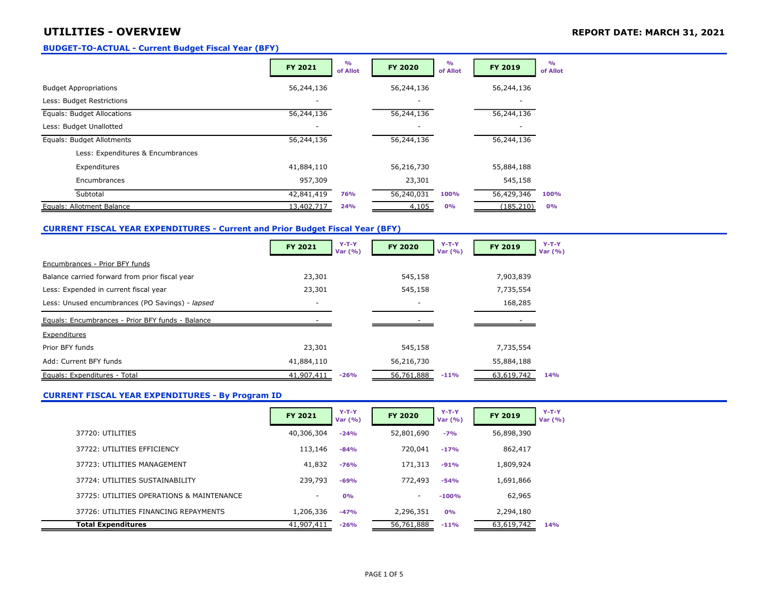# UTILITIES - OVERVIEW

**REPORT DATE: MARCH 31, 2021**

## BUDGET-TO-ACTUAL - Current Budget Fiscal Year (BFY)

| | FY 2021 | % of Allot | FY 2020 | % of Allot | FY 2019 | % of Allot |
|---|---|---|---|---|---|---|
| Budget Appropriations | 56,244,136 | | 56,244,136 | | 56,244,136 | |
| Less: Budget Restrictions | - | | - | | - | |
| Equals: Budget Allocations | 56,244,136 | | 56,244,136 | | 56,244,136 | |
| Less: Budget Unallotted | - | | - | | - | |
| Equals: Budget Allotments | 56,244,136 | | 56,244,136 | | 56,244,136 | |
| Less: Expenditures & Encumbrances | | | | | | |
| Expenditures | 41,884,110 | | 56,216,730 | | 55,884,188 | |
| Encumbrances | 957,309 | | 23,301 | | 545,158 | |
| Subtotal | 42,841,419 | 76% | 56,240,031 | 100% | 56,429,346 | 100% |
| Equals: Allotment Balance | 13,402,717 | 24% | 4,105 | 0% | (185,210) | 0% |

## CURRENT FISCAL YEAR EXPENDITURES - Current and Prior Budget Fiscal Year (BFY)

| | FY 2021 | Y-T-Y Var (%) | FY 2020 | Y-T-Y Var (%) | FY 2019 | Y-T-Y Var (%) |
|---|---|---|---|---|---|---|
| Encumbrances - Prior BFY funds | | | | | | |
| Balance carried forward from prior fiscal year | 23,301 | | 545,158 | | 7,903,839 | |
| Less: Expended in current fiscal year | 23,301 | | 545,158 | | 7,735,554 | |
| Less: Unused encumbrances (PO Savings) - *lapsed* | - | | - | | 168,285 | |
| Equals: Encumbrances - Prior BFY funds - Balance | - | | - | | - | |
| Expenditures | | | | | | |
| Prior BFY funds | 23,301 | | 545,158 | | 7,735,554 | |
| Add: Current BFY funds | 41,884,110 | | 56,216,730 | | 55,884,188 | |
| Equals: Expenditures - Total | 41,907,411 | -26% | 56,761,888 | -11% | 63,619,742 | 14% |

## CURRENT FISCAL YEAR EXPENDITURES - By Program ID

| | FY 2021 | Y-T-Y Var (%) | FY 2020 | Y-T-Y Var (%) | FY 2019 | Y-T-Y Var (%) |
|---|---|---|---|---|---|---|
| 37720: UTILITIES | 40,306,304 | -24% | 52,801,690 | -7% | 56,898,390 | |
| 37722: UTILITIES EFFICIENCY | 113,146 | -84% | 720,041 | -17% | 862,417 | |
| 37723: UTILITIES MANAGEMENT | 41,832 | -76% | 171,313 | -91% | 1,809,924 | |
| 37724: UTILITIES SUSTAINABILITY | 239,793 | -69% | 772,493 | -54% | 1,691,866 | |
| 37725: UTILITIES OPERATIONS & MAINTENANCE | - | 0% | - | -100% | 62,965 | |
| 37726: UTILITIES FINANCING REPAYMENTS | 1,206,336 | -47% | 2,296,351 | 0% | 2,294,180 | |
| **Total Expenditures** | 41,907,411 | -26% | 56,761,888 | -11% | 63,619,742 | 14% |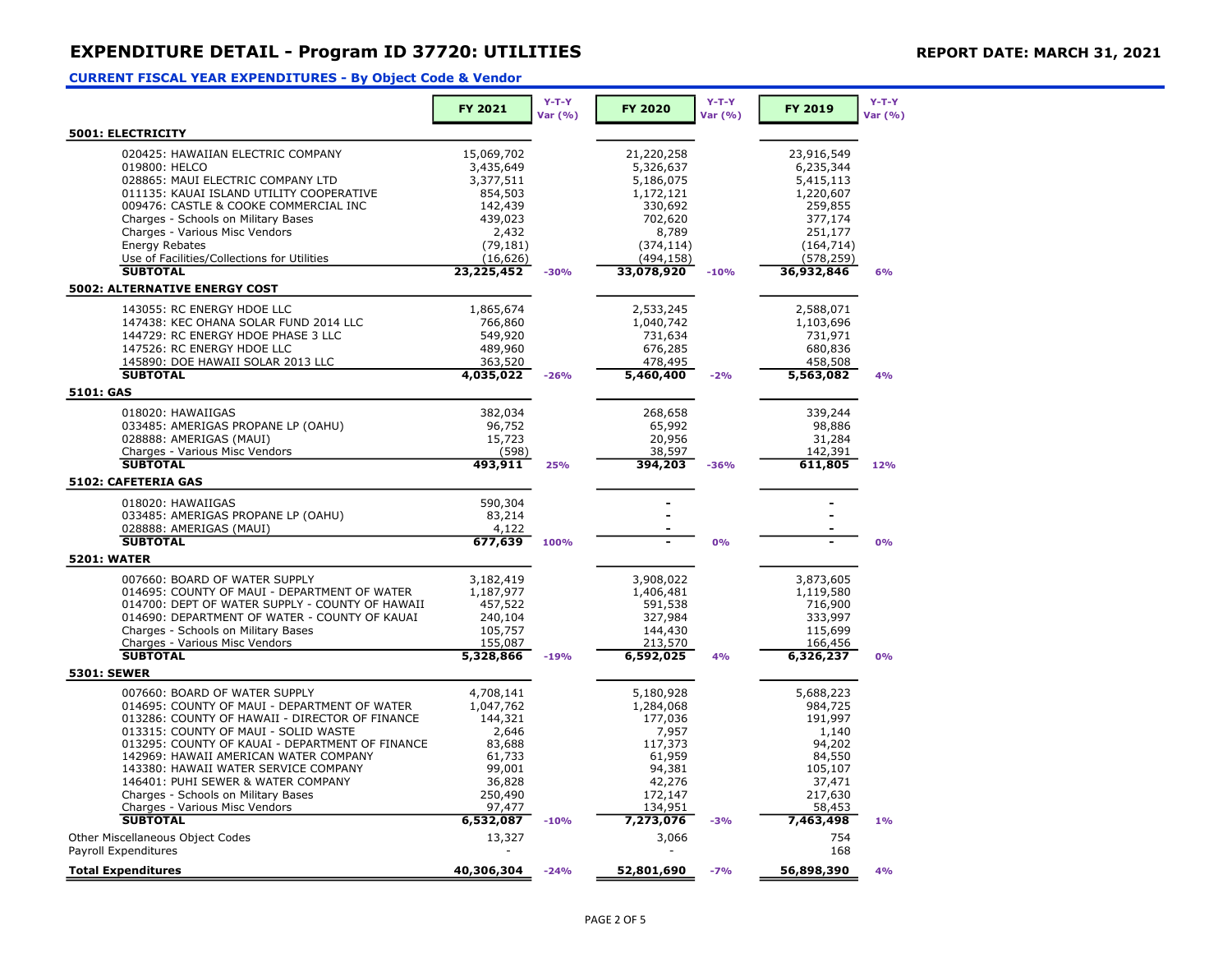# EXPENDITURE DETAIL - Program ID 37720: UTILITIES

**REPORT DATE: MARCH 31, 2021**

## CURRENT FISCAL YEAR EXPENDITURES - By Object Code & Vendor

| | FY 2021 | Y-T-Y Var (%) | FY 2020 | Y-T-Y Var (%) | FY 2019 | Y-T-Y Var (%) |
|---|---|---|---|---|---|---|
| **5001: ELECTRICITY** | | | | | | |
| 020425: HAWAIIAN ELECTRIC COMPANY | 15,069,702 | | 21,220,258 | | 23,916,549 | |
| 019800: HELCO | 3,435,649 | | 5,326,637 | | 6,235,344 | |
| 028865: MAUI ELECTRIC COMPANY LTD | 3,377,511 | | 5,186,075 | | 5,415,113 | |
| 011135: KAUAI ISLAND UTILITY COOPERATIVE | 854,503 | | 1,172,121 | | 1,220,607 | |
| 009476: CASTLE & COOKE COMMERCIAL INC | 142,439 | | 330,692 | | 259,855 | |
| Charges - Schools on Military Bases | 439,023 | | 702,620 | | 377,174 | |
| Charges - Various Misc Vendors | 2,432 | | 8,789 | | 251,177 | |
| Energy Rebates | (79,181) | | (374,114) | | (164,714) | |
| Use of Facilities/Collections for Utilities | (16,626) | | (494,158) | | (578,259) | |
| **SUBTOTAL** | **23,225,452** | -30% | **33,078,920** | -10% | **36,932,846** | 6% |
| **5002: ALTERNATIVE ENERGY COST** | | | | | | |
| 143055: RC ENERGY HDOE LLC | 1,865,674 | | 2,533,245 | | 2,588,071 | |
| 147438: KEC OHANA SOLAR FUND 2014 LLC | 766,860 | | 1,040,742 | | 1,103,696 | |
| 144729: RC ENERGY HDOE PHASE 3 LLC | 549,920 | | 731,634 | | 731,971 | |
| 147526: RC ENERGY HDOE LLC | 489,960 | | 676,285 | | 680,836 | |
| 145890: DOE HAWAII SOLAR 2013 LLC | 363,520 | | 478,495 | | 458,508 | |
| **SUBTOTAL** | **4,035,022** | -26% | **5,460,400** | -2% | **5,563,082** | 4% |
| **5101: GAS** | | | | | | |
| 018020: HAWAIIGAS | 382,034 | | 268,658 | | 339,244 | |
| 033485: AMERIGAS PROPANE LP (OAHU) | 96,752 | | 65,992 | | 98,886 | |
| 028888: AMERIGAS (MAUI) | 15,723 | | 20,956 | | 31,284 | |
| Charges - Various Misc Vendors | (598) | | 38,597 | | 142,391 | |
| **SUBTOTAL** | **493,911** | 25% | **394,203** | -36% | **611,805** | 12% |
| **5102: CAFETERIA GAS** | | | | | | |
| 018020: HAWAIIGAS | 590,304 | | - | | - | |
| 033485: AMERIGAS PROPANE LP (OAHU) | 83,214 | | - | | - | |
| 028888: AMERIGAS (MAUI) | 4,122 | | - | | - | |
| **SUBTOTAL** | **677,639** | 100% | **-** | 0% | **-** | 0% |
| **5201: WATER** | | | | | | |
| 007660: BOARD OF WATER SUPPLY | 3,182,419 | | 3,908,022 | | 3,873,605 | |
| 014695: COUNTY OF MAUI - DEPARTMENT OF WATER | 1,187,977 | | 1,406,481 | | 1,119,580 | |
| 014700: DEPT OF WATER SUPPLY - COUNTY OF HAWAII | 457,522 | | 591,538 | | 716,900 | |
| 014690: DEPARTMENT OF WATER - COUNTY OF KAUAI | 240,104 | | 327,984 | | 333,997 | |
| Charges - Schools on Military Bases | 105,757 | | 144,430 | | 115,699 | |
| Charges - Various Misc Vendors | 155,087 | | 213,570 | | 166,456 | |
| **SUBTOTAL** | **5,328,866** | -19% | **6,592,025** | 4% | **6,326,237** | 0% |
| **5301: SEWER** | | | | | | |
| 007660: BOARD OF WATER SUPPLY | 4,708,141 | | 5,180,928 | | 5,688,223 | |
| 014695: COUNTY OF MAUI - DEPARTMENT OF WATER | 1,047,762 | | 1,284,068 | | 984,725 | |
| 013286: COUNTY OF HAWAII - DIRECTOR OF FINANCE | 144,321 | | 177,036 | | 191,997 | |
| 013315: COUNTY OF MAUI - SOLID WASTE | 2,646 | | 7,957 | | 1,140 | |
| 013295: COUNTY OF KAUAI - DEPARTMENT OF FINANCE | 83,688 | | 117,373 | | 94,202 | |
| 142969: HAWAII AMERICAN WATER COMPANY | 61,733 | | 61,959 | | 84,550 | |
| 143380: HAWAII WATER SERVICE COMPANY | 99,001 | | 94,381 | | 105,107 | |
| 146401: PUHI SEWER & WATER COMPANY | 36,828 | | 42,276 | | 37,471 | |
| Charges - Schools on Military Bases | 250,490 | | 172,147 | | 217,630 | |
| Charges - Various Misc Vendors | 97,477 | | 134,951 | | 58,453 | |
| **SUBTOTAL** | **6,532,087** | -10% | **7,273,076** | -3% | **7,463,498** | 1% |
| Other Miscellaneous Object Codes | 13,327 | | 3,066 | | 754 | |
| Payroll Expenditures | - | | - | | 168 | |
| **Total Expenditures** | **40,306,304** | -24% | **52,801,690** | -7% | **56,898,390** | 4% |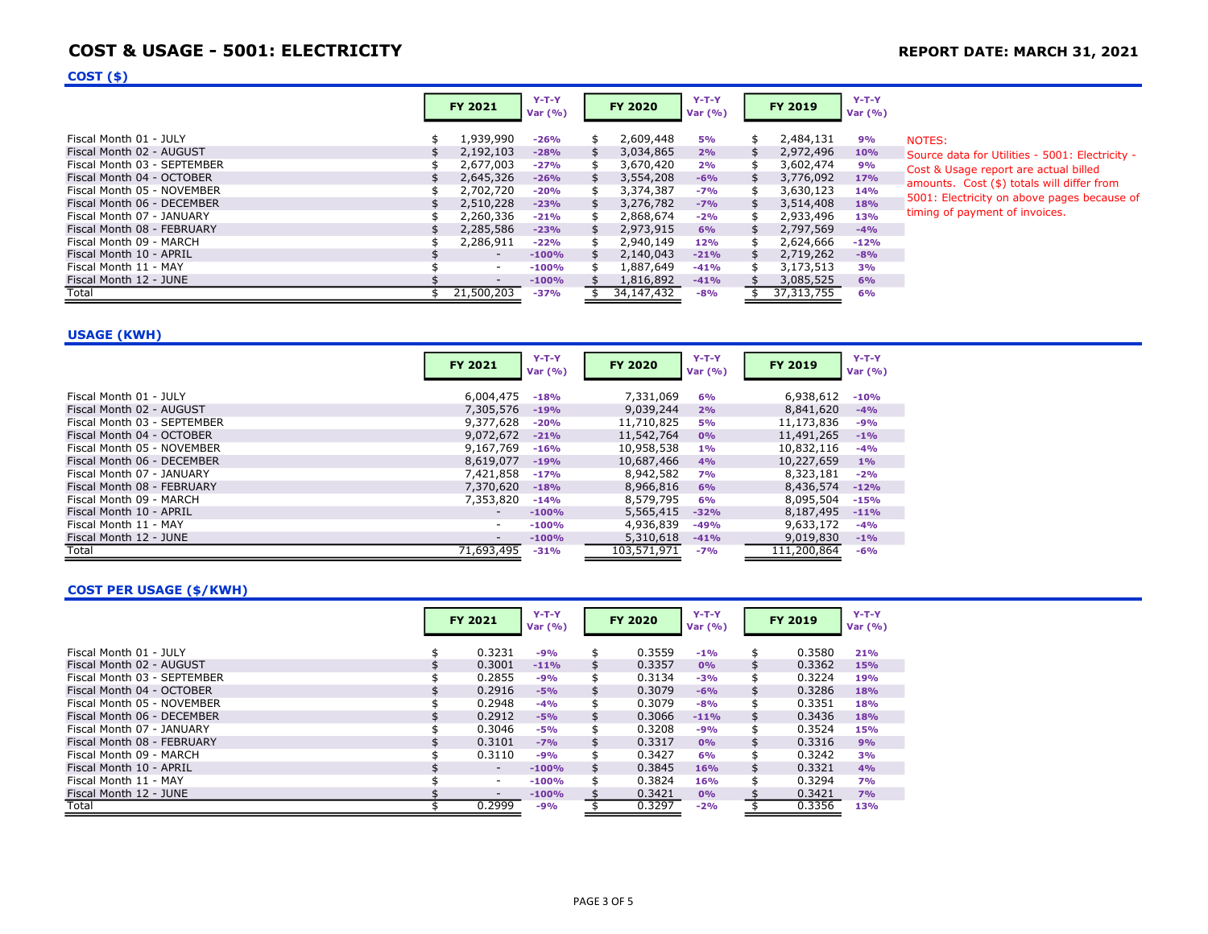# COST & USAGE - 5001: ELECTRICITY

**REPORT DATE: MARCH 31, 2021**

## COST ($)

| | FY 2021 | Y-T-Y Var (%) | FY 2020 | Y-T-Y Var (%) | FY 2019 | Y-T-Y Var (%) |
|---|---|---|---|---|---|---|
| Fiscal Month 01 - JULY | $ 1,939,990 | -26% | $ 2,609,448 | 5% | $ 2,484,131 | 9% |
| Fiscal Month 02 - AUGUST | $ 2,192,103 | -28% | $ 3,034,865 | 2% | $ 2,972,496 | 10% |
| Fiscal Month 03 - SEPTEMBER | $ 2,677,003 | -27% | $ 3,670,420 | 2% | $ 3,602,474 | 9% |
| Fiscal Month 04 - OCTOBER | $ 2,645,326 | -26% | $ 3,554,208 | -6% | $ 3,776,092 | 17% |
| Fiscal Month 05 - NOVEMBER | $ 2,702,720 | -20% | $ 3,374,387 | -7% | $ 3,630,123 | 14% |
| Fiscal Month 06 - DECEMBER | $ 2,510,228 | -23% | $ 3,276,782 | -7% | $ 3,514,408 | 18% |
| Fiscal Month 07 - JANUARY | $ 2,260,336 | -21% | $ 2,868,674 | -2% | $ 2,933,496 | 13% |
| Fiscal Month 08 - FEBRUARY | $ 2,285,586 | -23% | $ 2,973,915 | 6% | $ 2,797,569 | -4% |
| Fiscal Month 09 - MARCH | $ 2,286,911 | -22% | $ 2,940,149 | 12% | $ 2,624,666 | -12% |
| Fiscal Month 10 - APRIL | $ - | -100% | $ 2,140,043 | -21% | $ 2,719,262 | -8% |
| Fiscal Month 11 - MAY | $ - | -100% | $ 1,887,649 | -41% | $ 3,173,513 | 3% |
| Fiscal Month 12 - JUNE | $ - | -100% | $ 1,816,892 | -41% | $ 3,085,525 | 6% |
| Total | $ 21,500,203 | -37% | $ 34,147,432 | -8% | $ 37,313,755 | 6% |

NOTES:
Source data for Utilities - 5001: Electricity - Cost & Usage report are actual billed amounts. Cost ($) totals will differ from 5001: Electricity on above pages because of timing of payment of invoices.

## USAGE (KWH)

| | FY 2021 | Y-T-Y Var (%) | FY 2020 | Y-T-Y Var (%) | FY 2019 | Y-T-Y Var (%) |
|---|---|---|---|---|---|---|
| Fiscal Month 01 - JULY | 6,004,475 | -18% | 7,331,069 | 6% | 6,938,612 | -10% |
| Fiscal Month 02 - AUGUST | 7,305,576 | -19% | 9,039,244 | 2% | 8,841,620 | -4% |
| Fiscal Month 03 - SEPTEMBER | 9,377,628 | -20% | 11,710,825 | 5% | 11,173,836 | -9% |
| Fiscal Month 04 - OCTOBER | 9,072,672 | -21% | 11,542,764 | 0% | 11,491,265 | -1% |
| Fiscal Month 05 - NOVEMBER | 9,167,769 | -16% | 10,958,538 | 1% | 10,832,116 | -4% |
| Fiscal Month 06 - DECEMBER | 8,619,077 | -19% | 10,687,466 | 4% | 10,227,659 | 1% |
| Fiscal Month 07 - JANUARY | 7,421,858 | -17% | 8,942,582 | 7% | 8,323,181 | -2% |
| Fiscal Month 08 - FEBRUARY | 7,370,620 | -18% | 8,966,816 | 6% | 8,436,574 | -12% |
| Fiscal Month 09 - MARCH | 7,353,820 | -14% | 8,579,795 | 6% | 8,095,504 | -15% |
| Fiscal Month 10 - APRIL | - | -100% | 5,565,415 | -32% | 8,187,495 | -11% |
| Fiscal Month 11 - MAY | - | -100% | 4,936,839 | -49% | 9,633,172 | -4% |
| Fiscal Month 12 - JUNE | - | -100% | 5,310,618 | -41% | 9,019,830 | -1% |
| Total | 71,693,495 | -31% | 103,571,971 | -7% | 111,200,864 | -6% |

## COST PER USAGE ($/KWH)

| | FY 2021 | Y-T-Y Var (%) | FY 2020 | Y-T-Y Var (%) | FY 2019 | Y-T-Y Var (%) |
|---|---|---|---|---|---|---|
| Fiscal Month 01 - JULY | $ 0.3231 | -9% | $ 0.3559 | -1% | $ 0.3580 | 21% |
| Fiscal Month 02 - AUGUST | $ 0.3001 | -11% | $ 0.3357 | 0% | $ 0.3362 | 15% |
| Fiscal Month 03 - SEPTEMBER | $ 0.2855 | -9% | $ 0.3134 | -3% | $ 0.3224 | 19% |
| Fiscal Month 04 - OCTOBER | $ 0.2916 | -5% | $ 0.3079 | -6% | $ 0.3286 | 18% |
| Fiscal Month 05 - NOVEMBER | $ 0.2948 | -4% | $ 0.3079 | -8% | $ 0.3351 | 18% |
| Fiscal Month 06 - DECEMBER | $ 0.2912 | -5% | $ 0.3066 | -11% | $ 0.3436 | 18% |
| Fiscal Month 07 - JANUARY | $ 0.3046 | -5% | $ 0.3208 | -9% | $ 0.3524 | 15% |
| Fiscal Month 08 - FEBRUARY | $ 0.3101 | -7% | $ 0.3317 | 0% | $ 0.3316 | 9% |
| Fiscal Month 09 - MARCH | $ 0.3110 | -9% | $ 0.3427 | 6% | $ 0.3242 | 3% |
| Fiscal Month 10 - APRIL | $ - | -100% | $ 0.3845 | 16% | $ 0.3321 | 4% |
| Fiscal Month 11 - MAY | $ - | -100% | $ 0.3824 | 16% | $ 0.3294 | 7% |
| Fiscal Month 12 - JUNE | $ - | -100% | $ 0.3421 | 0% | $ 0.3421 | 7% |
| Total | $ 0.2999 | -9% | $ 0.3297 | -2% | $ 0.3356 | 13% |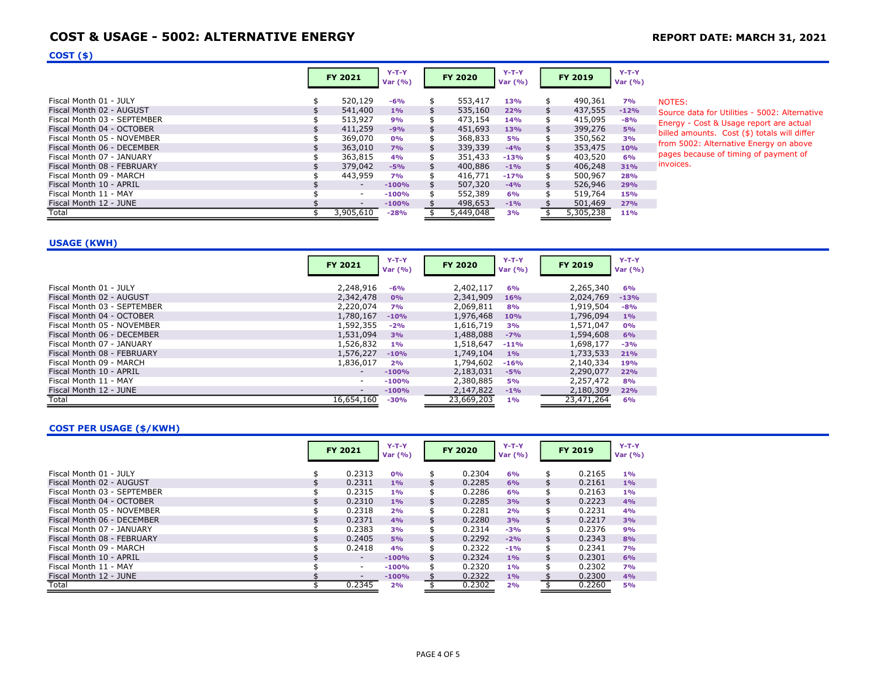# COST & USAGE - 5002: ALTERNATIVE ENERGY

**REPORT DATE: MARCH 31, 2021**

## COST ($)

| | FY 2021 | Y-T-Y Var (%) | FY 2020 | Y-T-Y Var (%) | FY 2019 | Y-T-Y Var (%) |
|---|---|---|---|---|---|---|
| Fiscal Month 01 - JULY | $ 520,129 | -6% | $ 553,417 | 13% | $ 490,361 | 7% |
| Fiscal Month 02 - AUGUST | $ 541,400 | 1% | $ 535,160 | 22% | $ 437,555 | -12% |
| Fiscal Month 03 - SEPTEMBER | $ 513,927 | 9% | $ 473,154 | 14% | $ 415,095 | -8% |
| Fiscal Month 04 - OCTOBER | $ 411,259 | -9% | $ 451,693 | 13% | $ 399,276 | 5% |
| Fiscal Month 05 - NOVEMBER | $ 369,070 | 0% | $ 368,833 | 5% | $ 350,562 | 3% |
| Fiscal Month 06 - DECEMBER | $ 363,010 | 7% | $ 339,339 | -4% | $ 353,475 | 10% |
| Fiscal Month 07 - JANUARY | $ 363,815 | 4% | $ 351,433 | -13% | $ 403,520 | 6% |
| Fiscal Month 08 - FEBRUARY | $ 379,042 | -5% | $ 400,886 | -1% | $ 406,248 | 31% |
| Fiscal Month 09 - MARCH | $ 443,959 | 7% | $ 416,771 | -17% | $ 500,967 | 28% |
| Fiscal Month 10 - APRIL | $ - | -100% | $ 507,320 | -4% | $ 526,946 | 29% |
| Fiscal Month 11 - MAY | $ - | -100% | $ 552,389 | 6% | $ 519,764 | 15% |
| Fiscal Month 12 - JUNE | $ - | -100% | $ 498,653 | -1% | $ 501,469 | 27% |
| Total | $ 3,905,610 | -28% | $ 5,449,048 | 3% | $ 5,305,238 | 11% |

NOTES:
Source data for Utilities - 5002: Alternative Energy - Cost & Usage report are actual billed amounts. Cost ($) totals will differ from 5002: Alternative Energy on above pages because of timing of payment of invoices.

## USAGE (KWH)

| | FY 2021 | Y-T-Y Var (%) | FY 2020 | Y-T-Y Var (%) | FY 2019 | Y-T-Y Var (%) |
|---|---|---|---|---|---|---|
| Fiscal Month 01 - JULY | 2,248,916 | -6% | 2,402,117 | 6% | 2,265,340 | 6% |
| Fiscal Month 02 - AUGUST | 2,342,478 | 0% | 2,341,909 | 16% | 2,024,769 | -13% |
| Fiscal Month 03 - SEPTEMBER | 2,220,074 | 7% | 2,069,811 | 8% | 1,919,504 | -8% |
| Fiscal Month 04 - OCTOBER | 1,780,167 | -10% | 1,976,468 | 10% | 1,796,094 | 1% |
| Fiscal Month 05 - NOVEMBER | 1,592,355 | -2% | 1,616,719 | 3% | 1,571,047 | 0% |
| Fiscal Month 06 - DECEMBER | 1,531,094 | 3% | 1,488,088 | -7% | 1,594,608 | 6% |
| Fiscal Month 07 - JANUARY | 1,526,832 | 1% | 1,518,647 | -11% | 1,698,177 | -3% |
| Fiscal Month 08 - FEBRUARY | 1,576,227 | -10% | 1,749,104 | 1% | 1,733,533 | 21% |
| Fiscal Month 09 - MARCH | 1,836,017 | 2% | 1,794,602 | -16% | 2,140,334 | 19% |
| Fiscal Month 10 - APRIL | - | -100% | 2,183,031 | -5% | 2,290,077 | 22% |
| Fiscal Month 11 - MAY | - | -100% | 2,380,885 | 5% | 2,257,472 | 8% |
| Fiscal Month 12 - JUNE | - | -100% | 2,147,822 | -1% | 2,180,309 | 22% |
| Total | 16,654,160 | -30% | 23,669,203 | 1% | 23,471,264 | 6% |

## COST PER USAGE ($/KWH)

| | FY 2021 | Y-T-Y Var (%) | FY 2020 | Y-T-Y Var (%) | FY 2019 | Y-T-Y Var (%) |
|---|---|---|---|---|---|---|
| Fiscal Month 01 - JULY | $ 0.2313 | 0% | $ 0.2304 | 6% | $ 0.2165 | 1% |
| Fiscal Month 02 - AUGUST | $ 0.2311 | 1% | $ 0.2285 | 6% | $ 0.2161 | 1% |
| Fiscal Month 03 - SEPTEMBER | $ 0.2315 | 1% | $ 0.2286 | 6% | $ 0.2163 | 1% |
| Fiscal Month 04 - OCTOBER | $ 0.2310 | 1% | $ 0.2285 | 3% | $ 0.2223 | 4% |
| Fiscal Month 05 - NOVEMBER | $ 0.2318 | 2% | $ 0.2281 | 2% | $ 0.2231 | 4% |
| Fiscal Month 06 - DECEMBER | $ 0.2371 | 4% | $ 0.2280 | 3% | $ 0.2217 | 3% |
| Fiscal Month 07 - JANUARY | $ 0.2383 | 3% | $ 0.2314 | -3% | $ 0.2376 | 9% |
| Fiscal Month 08 - FEBRUARY | $ 0.2405 | 5% | $ 0.2292 | -2% | $ 0.2343 | 8% |
| Fiscal Month 09 - MARCH | $ 0.2418 | 4% | $ 0.2322 | -1% | $ 0.2341 | 7% |
| Fiscal Month 10 - APRIL | $ - | -100% | $ 0.2324 | 1% | $ 0.2301 | 6% |
| Fiscal Month 11 - MAY | $ - | -100% | $ 0.2320 | 1% | $ 0.2302 | 7% |
| Fiscal Month 12 - JUNE | $ - | -100% | $ 0.2322 | 1% | $ 0.2300 | 4% |
| Total | $ 0.2345 | 2% | $ 0.2302 | 2% | $ 0.2260 | 5% |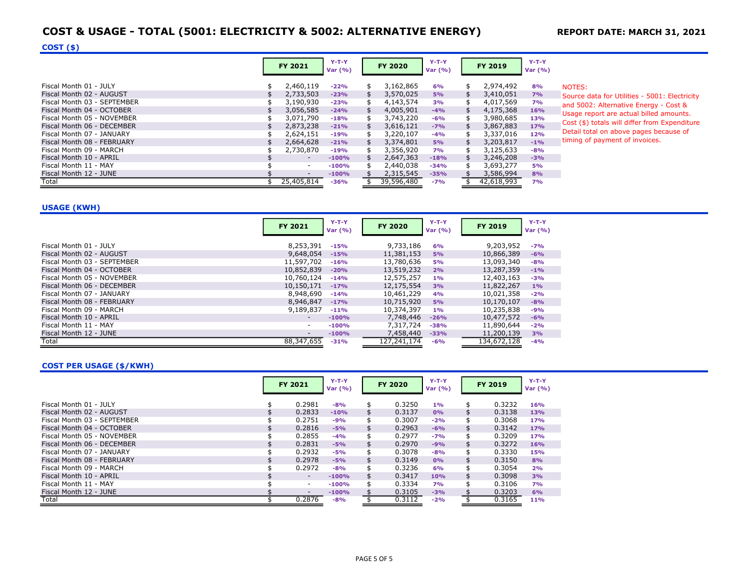# COST & USAGE - TOTAL (5001: ELECTRICITY & 5002: ALTERNATIVE ENERGY)

**REPORT DATE: MARCH 31, 2021**

## COST ($)

| | FY 2021 | Y-T-Y Var (%) | FY 2020 | Y-T-Y Var (%) | FY 2019 | Y-T-Y Var (%) |
|---|---|---|---|---|---|---|
| Fiscal Month 01 - JULY | $ 2,460,119 | -22% | $ 3,162,865 | 6% | $ 2,974,492 | 8% |
| Fiscal Month 02 - AUGUST | $ 2,733,503 | -23% | $ 3,570,025 | 5% | $ 3,410,051 | 7% |
| Fiscal Month 03 - SEPTEMBER | $ 3,190,930 | -23% | $ 4,143,574 | 3% | $ 4,017,569 | 7% |
| Fiscal Month 04 - OCTOBER | $ 3,056,585 | -24% | $ 4,005,901 | -4% | $ 4,175,368 | 16% |
| Fiscal Month 05 - NOVEMBER | $ 3,071,790 | -18% | $ 3,743,220 | -6% | $ 3,980,685 | 13% |
| Fiscal Month 06 - DECEMBER | $ 2,873,238 | -21% | $ 3,616,121 | -7% | $ 3,867,883 | 17% |
| Fiscal Month 07 - JANUARY | $ 2,624,151 | -19% | $ 3,220,107 | -4% | $ 3,337,016 | 12% |
| Fiscal Month 08 - FEBRUARY | $ 2,664,628 | -21% | $ 3,374,801 | 5% | $ 3,203,817 | -1% |
| Fiscal Month 09 - MARCH | $ 2,730,870 | -19% | $ 3,356,920 | 7% | $ 3,125,633 | -8% |
| Fiscal Month 10 - APRIL | $ - | -100% | $ 2,647,363 | -18% | $ 3,246,208 | -3% |
| Fiscal Month 11 - MAY | $ - | -100% | $ 2,440,038 | -34% | $ 3,693,277 | 5% |
| Fiscal Month 12 - JUNE | $ - | -100% | $ 2,315,545 | -35% | $ 3,586,994 | 8% |
| Total | $ 25,405,814 | -36% | $ 39,596,480 | -7% | $ 42,618,993 | 7% |

NOTES:
Source data for Utilities - 5001: Electricity and 5002: Alternative Energy - Cost & Usage report are actual billed amounts. Cost ($) totals will differ from Expenditure Detail total on above pages because of timing of payment of invoices.

## USAGE (KWH)

| | FY 2021 | Y-T-Y Var (%) | FY 2020 | Y-T-Y Var (%) | FY 2019 | Y-T-Y Var (%) |
|---|---|---|---|---|---|---|
| Fiscal Month 01 - JULY | 8,253,391 | -15% | 9,733,186 | 6% | 9,203,952 | -7% |
| Fiscal Month 02 - AUGUST | 9,648,054 | -15% | 11,381,153 | 5% | 10,866,389 | -6% |
| Fiscal Month 03 - SEPTEMBER | 11,597,702 | -16% | 13,780,636 | 5% | 13,093,340 | -8% |
| Fiscal Month 04 - OCTOBER | 10,852,839 | -20% | 13,519,232 | 2% | 13,287,359 | -1% |
| Fiscal Month 05 - NOVEMBER | 10,760,124 | -14% | 12,575,257 | 1% | 12,403,163 | -3% |
| Fiscal Month 06 - DECEMBER | 10,150,171 | -17% | 12,175,554 | 3% | 11,822,267 | 1% |
| Fiscal Month 07 - JANUARY | 8,948,690 | -14% | 10,461,229 | 4% | 10,021,358 | -2% |
| Fiscal Month 08 - FEBRUARY | 8,946,847 | -17% | 10,715,920 | 5% | 10,170,107 | -8% |
| Fiscal Month 09 - MARCH | 9,189,837 | -11% | 10,374,397 | 1% | 10,235,838 | -9% |
| Fiscal Month 10 - APRIL | - | -100% | 7,748,446 | -26% | 10,477,572 | -6% |
| Fiscal Month 11 - MAY | - | -100% | 7,317,724 | -38% | 11,890,644 | -2% |
| Fiscal Month 12 - JUNE | - | -100% | 7,458,440 | -33% | 11,200,139 | 3% |
| Total | 88,347,655 | -31% | 127,241,174 | -6% | 134,672,128 | -4% |

## COST PER USAGE ($/KWH)

| | FY 2021 | Y-T-Y Var (%) | FY 2020 | Y-T-Y Var (%) | FY 2019 | Y-T-Y Var (%) |
|---|---|---|---|---|---|---|
| Fiscal Month 01 - JULY | $ 0.2981 | -8% | $ 0.3250 | 1% | $ 0.3232 | 16% |
| Fiscal Month 02 - AUGUST | $ 0.2833 | -10% | $ 0.3137 | 0% | $ 0.3138 | 13% |
| Fiscal Month 03 - SEPTEMBER | $ 0.2751 | -9% | $ 0.3007 | -2% | $ 0.3068 | 17% |
| Fiscal Month 04 - OCTOBER | $ 0.2816 | -5% | $ 0.2963 | -6% | $ 0.3142 | 17% |
| Fiscal Month 05 - NOVEMBER | $ 0.2855 | -4% | $ 0.2977 | -7% | $ 0.3209 | 17% |
| Fiscal Month 06 - DECEMBER | $ 0.2831 | -5% | $ 0.2970 | -9% | $ 0.3272 | 16% |
| Fiscal Month 07 - JANUARY | $ 0.2932 | -5% | $ 0.3078 | -8% | $ 0.3330 | 15% |
| Fiscal Month 08 - FEBRUARY | $ 0.2978 | -5% | $ 0.3149 | 0% | $ 0.3150 | 8% |
| Fiscal Month 09 - MARCH | $ 0.2972 | -8% | $ 0.3236 | 6% | $ 0.3054 | 2% |
| Fiscal Month 10 - APRIL | $ - | -100% | $ 0.3417 | 10% | $ 0.3098 | 3% |
| Fiscal Month 11 - MAY | $ - | -100% | $ 0.3334 | 7% | $ 0.3106 | 7% |
| Fiscal Month 12 - JUNE | $ - | -100% | $ 0.3105 | -3% | $ 0.3203 | 6% |
| Total | $ 0.2876 | -8% | $ 0.3112 | -2% | $ 0.3165 | 11% |